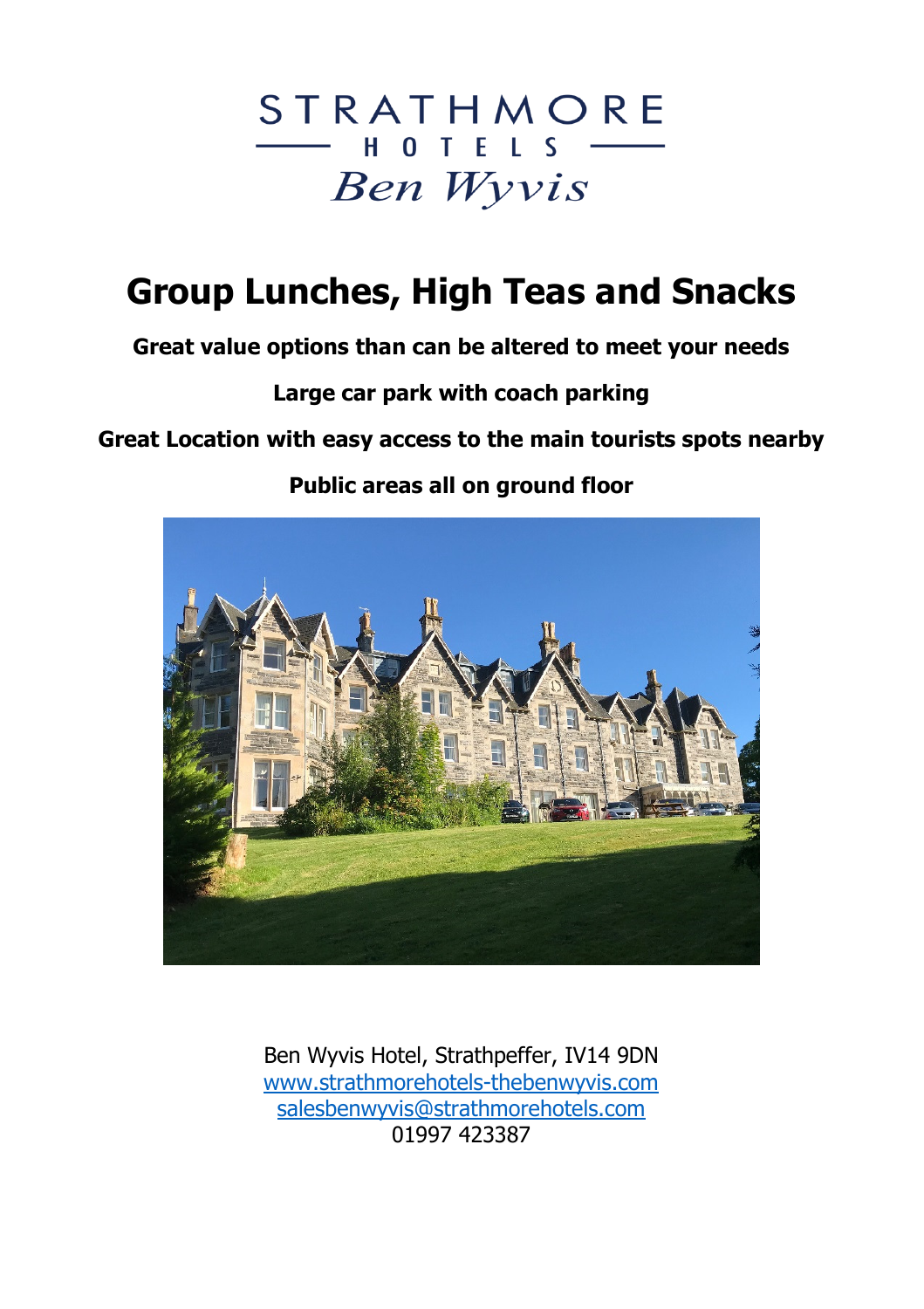STRATHMORE HOTELS

*Ben Wyvis*

# Group Lunches, High Teas and Snacks

**Great value options than can be altered to meet your needs**

**Large car park with coach parking**

**Great Location with easy access to the main tourists spots nearby**

**Public areas all on ground floor**

Ben Wyvis Hotel, Strathpeffer, IV14 9DN
www.strathmorehotels-thebenwyvis.com
salesbenwyvis@strathmorehotels.com
01997 423387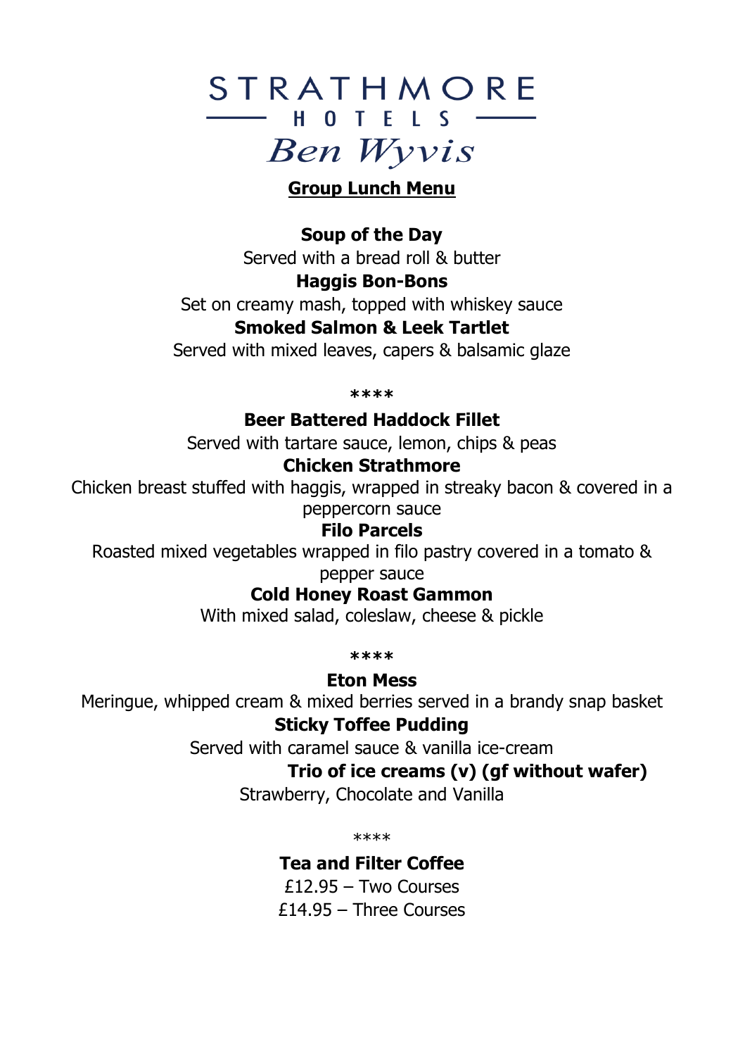# STRATHMORE HOTELS

## Ben Wyvis

## Group Lunch Menu

**Soup of the Day**
Served with a bread roll & butter

**Haggis Bon-Bons**
Set on creamy mash, topped with whiskey sauce

**Smoked Salmon & Leek Tartlet**
Served with mixed leaves, capers & balsamic glaze

****

**Beer Battered Haddock Fillet**
Served with tartare sauce, lemon, chips & peas

**Chicken Strathmore**
Chicken breast stuffed with haggis, wrapped in streaky bacon & covered in a peppercorn sauce

**Filo Parcels**
Roasted mixed vegetables wrapped in filo pastry covered in a tomato & pepper sauce

**Cold Honey Roast Gammon**
With mixed salad, coleslaw, cheese & pickle

****

**Eton Mess**
Meringue, whipped cream & mixed berries served in a brandy snap basket

**Sticky Toffee Pudding**
Served with caramel sauce & vanilla ice-cream

**Trio of ice creams (v) (gf without wafer)**
Strawberry, Chocolate and Vanilla

****

**Tea and Filter Coffee**
£12.95 – Two Courses
£14.95 – Three Courses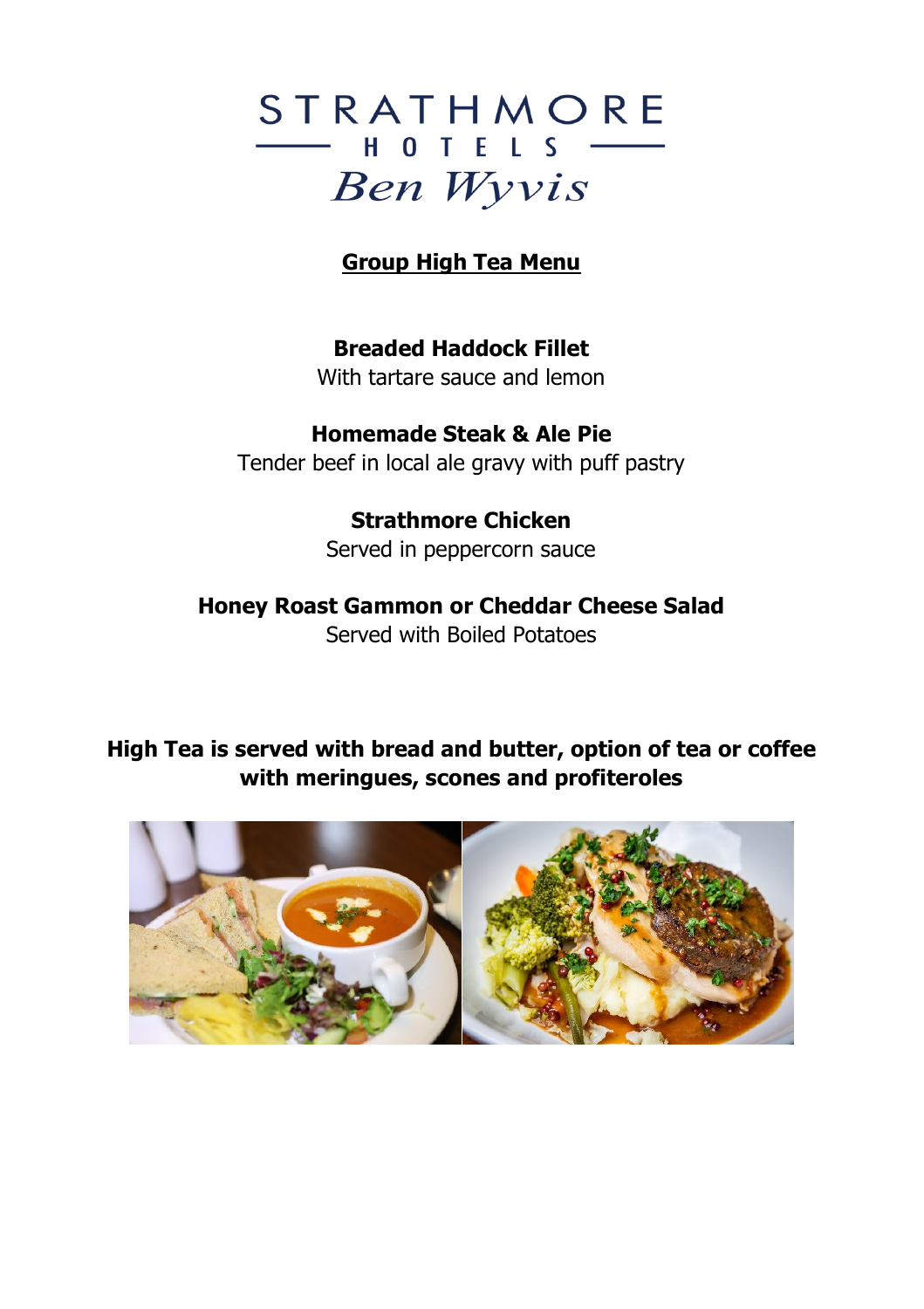STRATHMORE
HOTELS
*Ben Wyvis*

## Group High Tea Menu

**Breaded Haddock Fillet**
With tartare sauce and lemon

**Homemade Steak & Ale Pie**
Tender beef in local ale gravy with puff pastry

**Strathmore Chicken**
Served in peppercorn sauce

**Honey Roast Gammon or Cheddar Cheese Salad**
Served with Boiled Potatoes

**High Tea is served with bread and butter, option of tea or coffee with meringues, scones and profiteroles**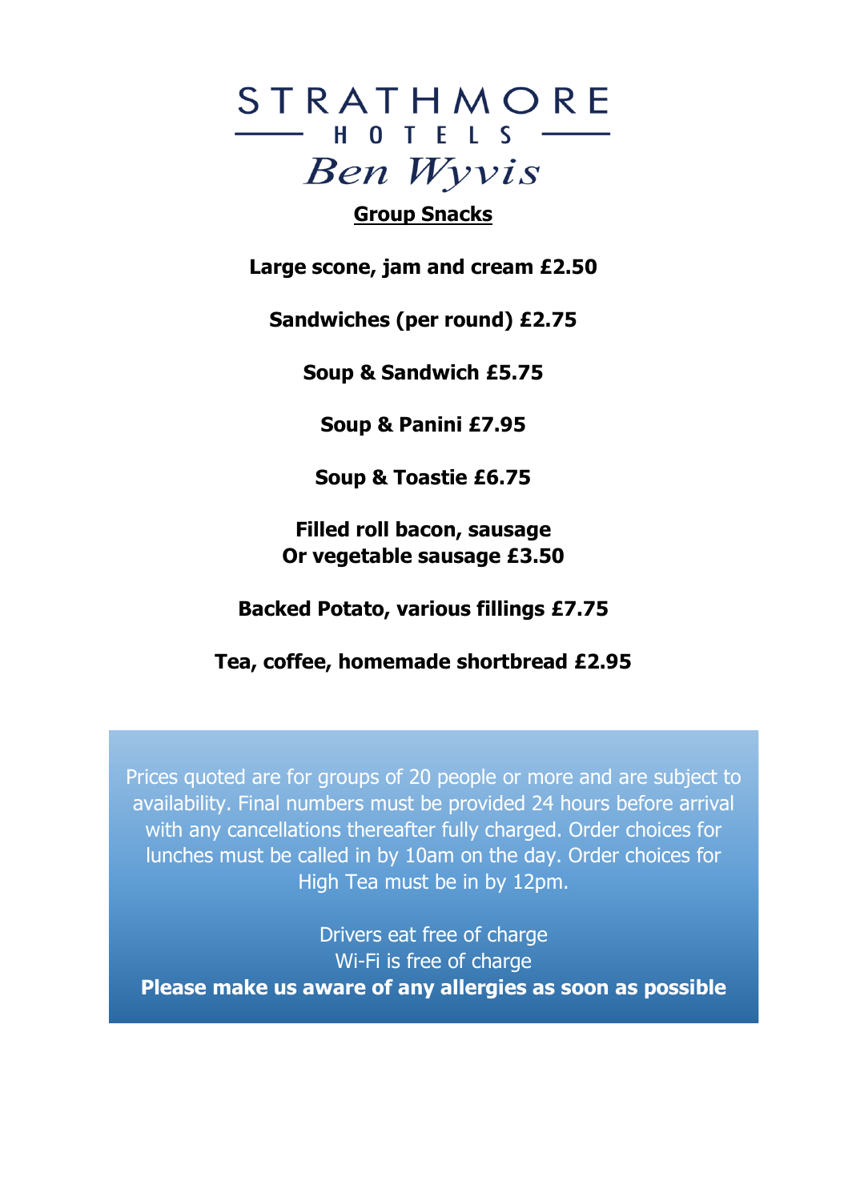# STRATHMORE HOTELS

## Ben Wyvis

**Group Snacks**

**Large scone, jam and cream £2.50**

**Sandwiches (per round) £2.75**

**Soup & Sandwich £5.75**

**Soup & Panini £7.95**

**Soup & Toastie £6.75**

**Filled roll bacon, sausage**
**Or vegetable sausage £3.50**

**Backed Potato, various fillings £7.75**

**Tea, coffee, homemade shortbread £2.95**

Prices quoted are for groups of 20 people or more and are subject to availability. Final numbers must be provided 24 hours before arrival with any cancellations thereafter fully charged. Order choices for lunches must be called in by 10am on the day. Order choices for High Tea must be in by 12pm.

Drivers eat free of charge
Wi-Fi is free of charge
**Please make us aware of any allergies as soon as possible**